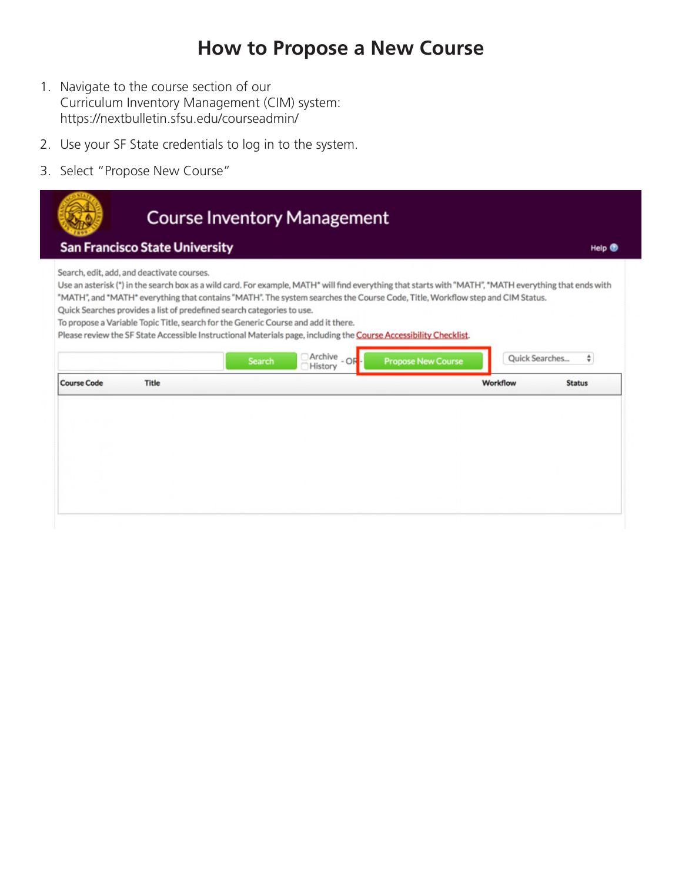# How to Propose a New Course

1. Navigate to the course section of our Curriculum Inventory Management (CIM) system: https://nextbulletin.sfsu.edu/courseadmin/
2. Use your SF State credentials to log in to the system.
3. Select "Propose New Course"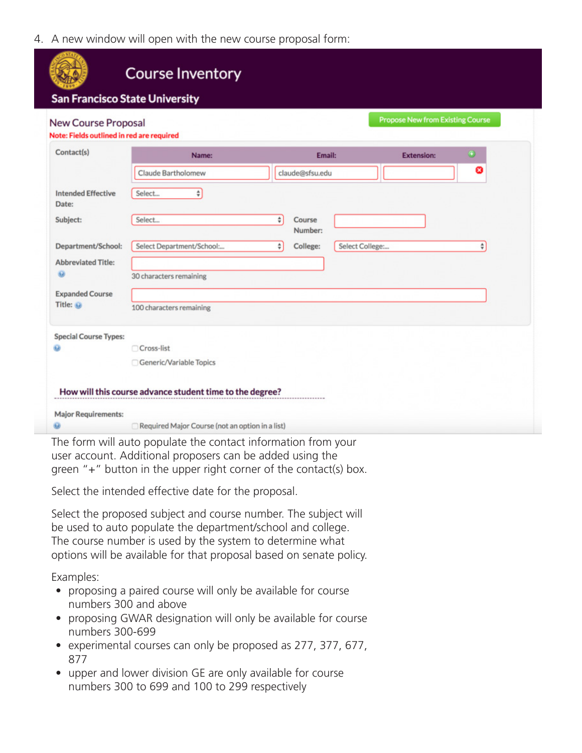4. A new window will open with the new course proposal form:

The form will auto populate the contact information from your user account. Additional proposers can be added using the green "+" button in the upper right corner of the contact(s) box.

Select the intended effective date for the proposal.

Select the proposed subject and course number. The subject will be used to auto populate the department/school and college. The course number is used by the system to determine what options will be available for that proposal based on senate policy.

Examples:

- proposing a paired course will only be available for course numbers 300 and above
- proposing GWAR designation will only be available for course numbers 300-699
- experimental courses can only be proposed as 277, 377, 677, 877
- upper and lower division GE are only available for course numbers 300 to 699 and 100 to 299 respectively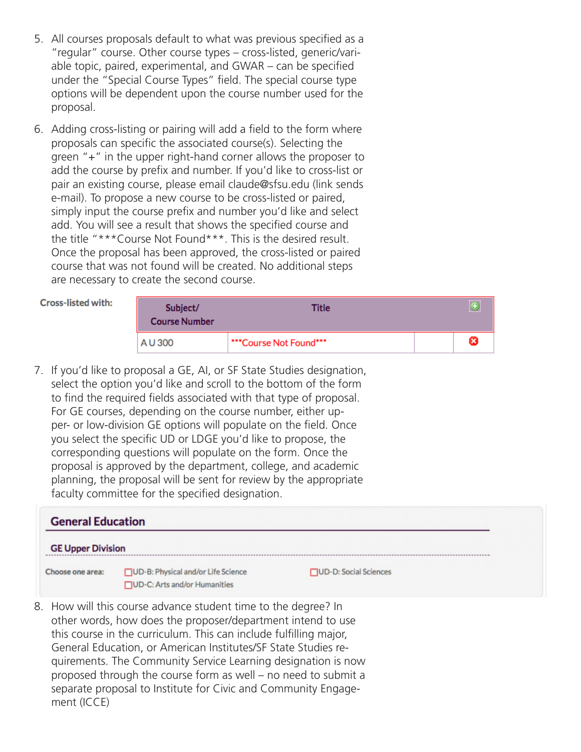5. All courses proposals default to what was previous specified as a "regular" course. Other course types – cross-listed, generic/variable topic, paired, experimental, and GWAR – can be specified under the "Special Course Types" field. The special course type options will be dependent upon the course number used for the proposal.

6. Adding cross-listing or pairing will add a field to the form where proposals can specific the associated course(s). Selecting the green "+" in the upper right-hand corner allows the proposer to add the course by prefix and number. If you'd like to cross-list or pair an existing course, please email claude@sfsu.edu (link sends e-mail). To propose a new course to be cross-listed or paired, simply input the course prefix and number you'd like and select add. You will see a result that shows the specified course and the title "***Course Not Found***. This is the desired result. Once the proposal has been approved, the cross-listed or paired course that was not found will be created. No additional steps are necessary to create the second course.

**Cross-listed with:**

| Subject/ Course Number | Title | | |
|---|---|---|---|
| A U 300 | ***Course Not Found*** | | |

7. If you'd like to proposal a GE, AI, or SF State Studies designation, select the option you'd like and scroll to the bottom of the form to find the required fields associated with that type of proposal. For GE courses, depending on the course number, either upper- or low-division GE options will populate on the field. Once you select the specific UD or LDGE you'd like to propose, the corresponding questions will populate on the form. Once the proposal is approved by the department, college, and academic planning, the proposal will be sent for review by the appropriate faculty committee for the specified designation.

**General Education**

**GE Upper Division**

**Choose one area:**
- ☐ UD-B: Physical and/or Life Science
- ☐ UD-C: Arts and/or Humanities
- ☐ UD-D: Social Sciences

8. How will this course advance student time to the degree? In other words, how does the proposer/department intend to use this course in the curriculum. This can include fulfilling major, General Education, or American Institutes/SF State Studies requirements. The Community Service Learning designation is now proposed through the course form as well – no need to submit a separate proposal to Institute for Civic and Community Engagement (ICCE)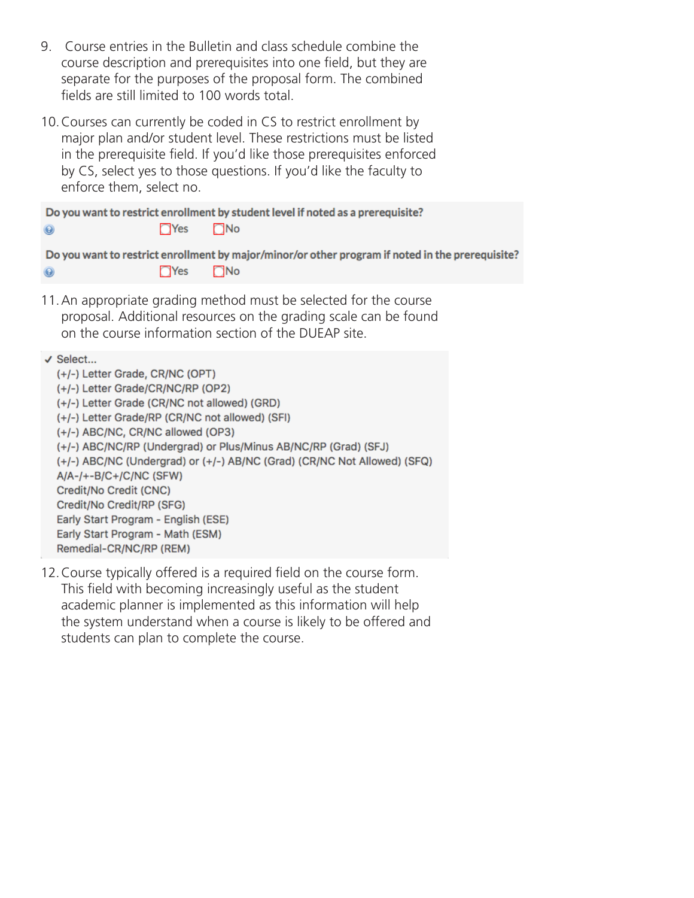9. Course entries in the Bulletin and class schedule combine the course description and prerequisites into one field, but they are separate for the purposes of the proposal form. The combined fields are still limited to 100 words total.

10. Courses can currently be coded in CS to restrict enrollment by major plan and/or student level. These restrictions must be listed in the prerequisite field. If you'd like those prerequisites enforced by CS, select yes to those questions. If you'd like the faculty to enforce them, select no.

**Do you want to restrict enrollment by student level if noted as a prerequisite?**

☐ Yes ☐ No

**Do you want to restrict enrollment by major/minor/or other program if noted in the prerequisite?**

☐ Yes ☐ No

11. An appropriate grading method must be selected for the course proposal. Additional resources on the grading scale can be found on the course information section of the DUEAP site.

- ✓ Select...
- (+/-) Letter Grade, CR/NC (OPT)
- (+/-) Letter Grade/CR/NC/RP (OP2)
- (+/-) Letter Grade (CR/NC not allowed) (GRD)
- (+/-) Letter Grade/RP (CR/NC not allowed) (SFI)
- (+/-) ABC/NC, CR/NC allowed (OP3)
- (+/-) ABC/NC/RP (Undergrad) or Plus/Minus AB/NC/RP (Grad) (SFJ)
- (+/-) ABC/NC (Undergrad) or (+/-) AB/NC (Grad) (CR/NC Not Allowed) (SFQ)
- A/A-/+-B/C+/C/NC (SFW)
- Credit/No Credit (CNC)
- Credit/No Credit/RP (SFG)
- Early Start Program - English (ESE)
- Early Start Program - Math (ESM)
- Remedial-CR/NC/RP (REM)

12. Course typically offered is a required field on the course form. This field with becoming increasingly useful as the student academic planner is implemented as this information will help the system understand when a course is likely to be offered and students can plan to complete the course.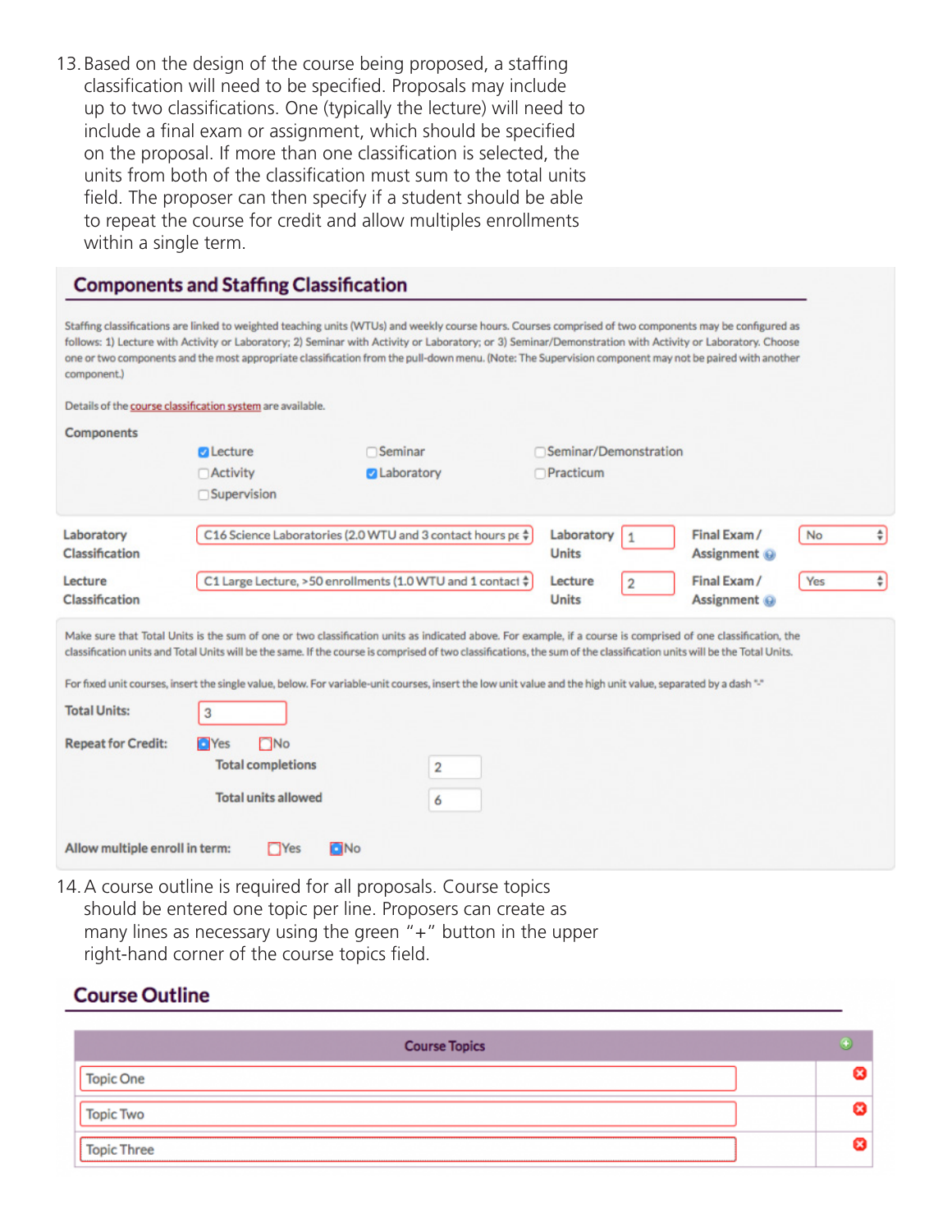13. Based on the design of the course being proposed, a staffing classification will need to be specified. Proposals may include up to two classifications. One (typically the lecture) will need to include a final exam or assignment, which should be specified on the proposal. If more than one classification is selected, the units from both of the classification must sum to the total units field. The proposer can then specify if a student should be able to repeat the course for credit and allow multiples enrollments within a single term.

## Components and Staffing Classification

Staffing classifications are linked to weighted teaching units (WTUs) and weekly course hours. Courses comprised of two components may be configured as follows: 1) Lecture with Activity or Laboratory; 2) Seminar with Activity or Laboratory; or 3) Seminar/Demonstration with Activity or Laboratory. Choose one or two components and the most appropriate classification from the pull-down menu. (Note: The Supervision component may not be paired with another component.)

Details of the course classification system are available.

**Components**

- [x] Lecture
- [ ] Seminar
- [ ] Seminar/Demonstration
- [ ] Activity
- [x] Laboratory
- [ ] Practicum
- [ ] Supervision

| Classification | | Units | | Final Exam / Assignment | |
|---|---|---|---|---|---|
| Laboratory Classification | C16 Science Laboratories (2.0 WTU and 3 contact hours pe | Laboratory Units | 1 | Final Exam / Assignment | No |
| Lecture Classification | C1 Large Lecture, >50 enrollments (1.0 WTU and 1 contact | Lecture Units | 2 | Final Exam / Assignment | Yes |

Make sure that Total Units is the sum of one or two classification units as indicated above. For example, if a course is comprised of one classification, the classification units and Total Units will be the same. If the course is comprised of two classifications, the sum of the classification units will be the Total Units.

For fixed unit courses, insert the single value, below. For variable-unit courses, insert the low unit value and the high unit value, separated by a dash "-"

**Total Units:** 3

**Repeat for Credit:** (x) Yes ( ) No

- **Total completions:** 2
- **Total units allowed:** 6

**Allow multiple enroll in term:** ( ) Yes (x) No

14. A course outline is required for all proposals. Course topics should be entered one topic per line. Proposers can create as many lines as necessary using the green "+" button in the upper right-hand corner of the course topics field.

## Course Outline

| Course Topics |
|---|
| Topic One |
| Topic Two |
| Topic Three |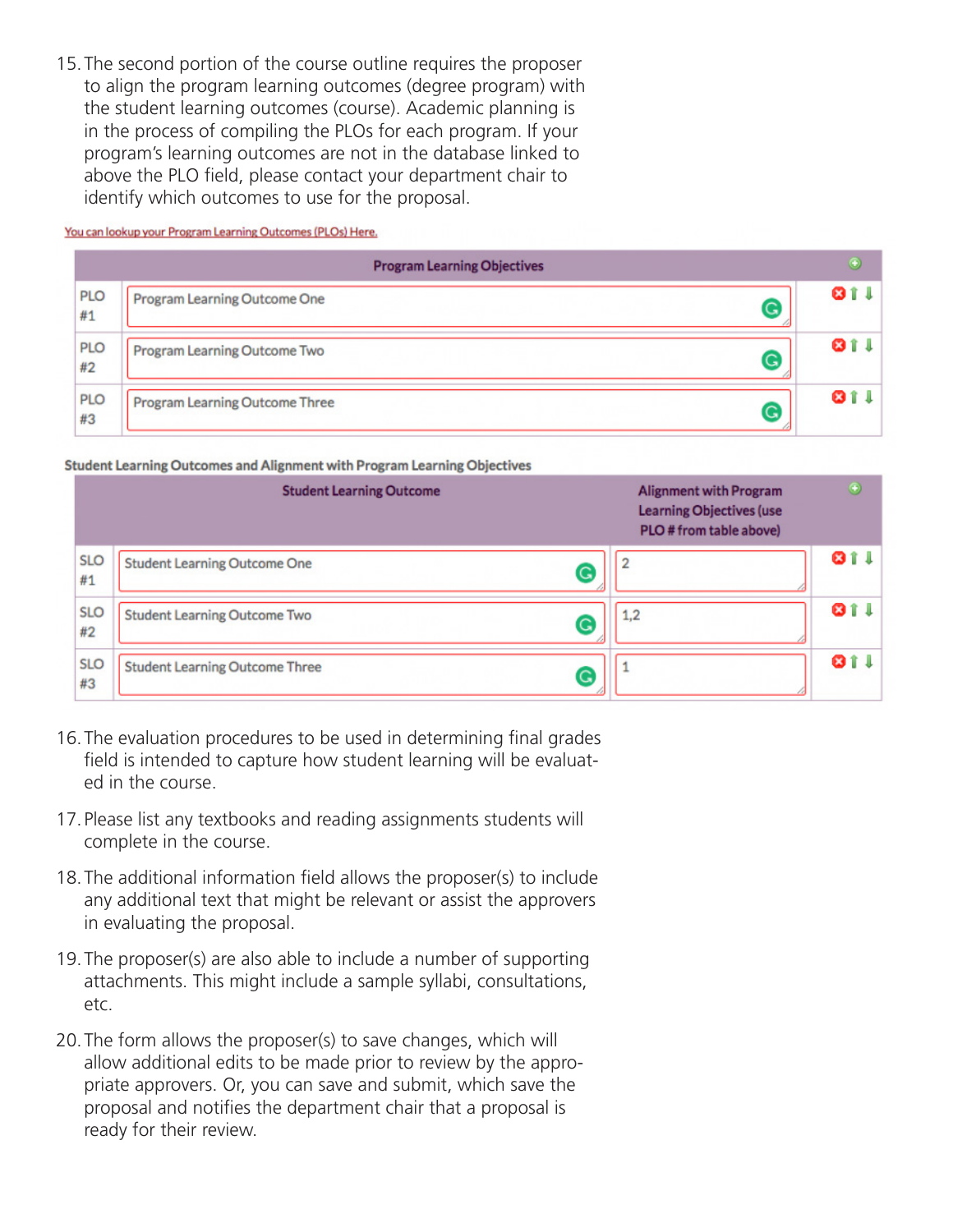15. The second portion of the course outline requires the proposer to align the program learning outcomes (degree program) with the student learning outcomes (course). Academic planning is in the process of compiling the PLOs for each program. If your program's learning outcomes are not in the database linked to above the PLO field, please contact your department chair to identify which outcomes to use for the proposal.

You can lookup your Program Learning Outcomes (PLOs) Here.

| | Program Learning Objectives |
|---|---|
| PLO #1 | Program Learning Outcome One |
| PLO #2 | Program Learning Outcome Two |
| PLO #3 | Program Learning Outcome Three |

**Student Learning Outcomes and Alignment with Program Learning Objectives**

| | Student Learning Outcome | Alignment with Program Learning Objectives (use PLO # from table above) |
|---|---|---|
| SLO #1 | Student Learning Outcome One | 2 |
| SLO #2 | Student Learning Outcome Two | 1,2 |
| SLO #3 | Student Learning Outcome Three | 1 |

16. The evaluation procedures to be used in determining final grades field is intended to capture how student learning will be evaluated in the course.

17. Please list any textbooks and reading assignments students will complete in the course.

18. The additional information field allows the proposer(s) to include any additional text that might be relevant or assist the approvers in evaluating the proposal.

19. The proposer(s) are also able to include a number of supporting attachments. This might include a sample syllabi, consultations, etc.

20. The form allows the proposer(s) to save changes, which will allow additional edits to be made prior to review by the appropriate approvers. Or, you can save and submit, which save the proposal and notifies the department chair that a proposal is ready for their review.